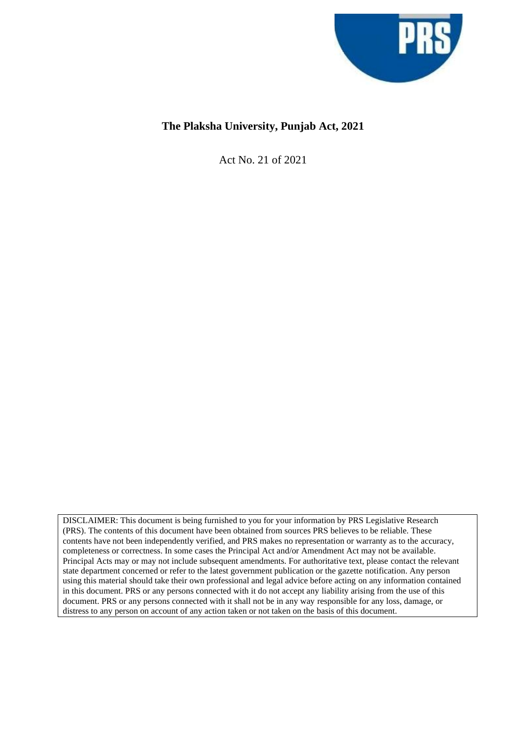# The Plaksha University, Punjab Act, 2021

Act No. 21 of 2021

DISCLAIMER: This document is being furnished to you for your information by PRS Legislative Research (PRS). The contents of this document have been obtained from sources PRS believes to be reliable. These contents have not been independently verified, and PRS makes no representation or warranty as to the accuracy, completeness or correctness. In some cases the Principal Act and/or Amendment Act may not be available. Principal Acts may or may not include subsequent amendments. For authoritative text, please contact the relevant state department concerned or refer to the latest government publication or the gazette notification. Any person using this material should take their own professional and legal advice before acting on any information contained in this document. PRS or any persons connected with it do not accept any liability arising from the use of this document. PRS or any persons connected with it shall not be in any way responsible for any loss, damage, or distress to any person on account of any action taken or not taken on the basis of this document.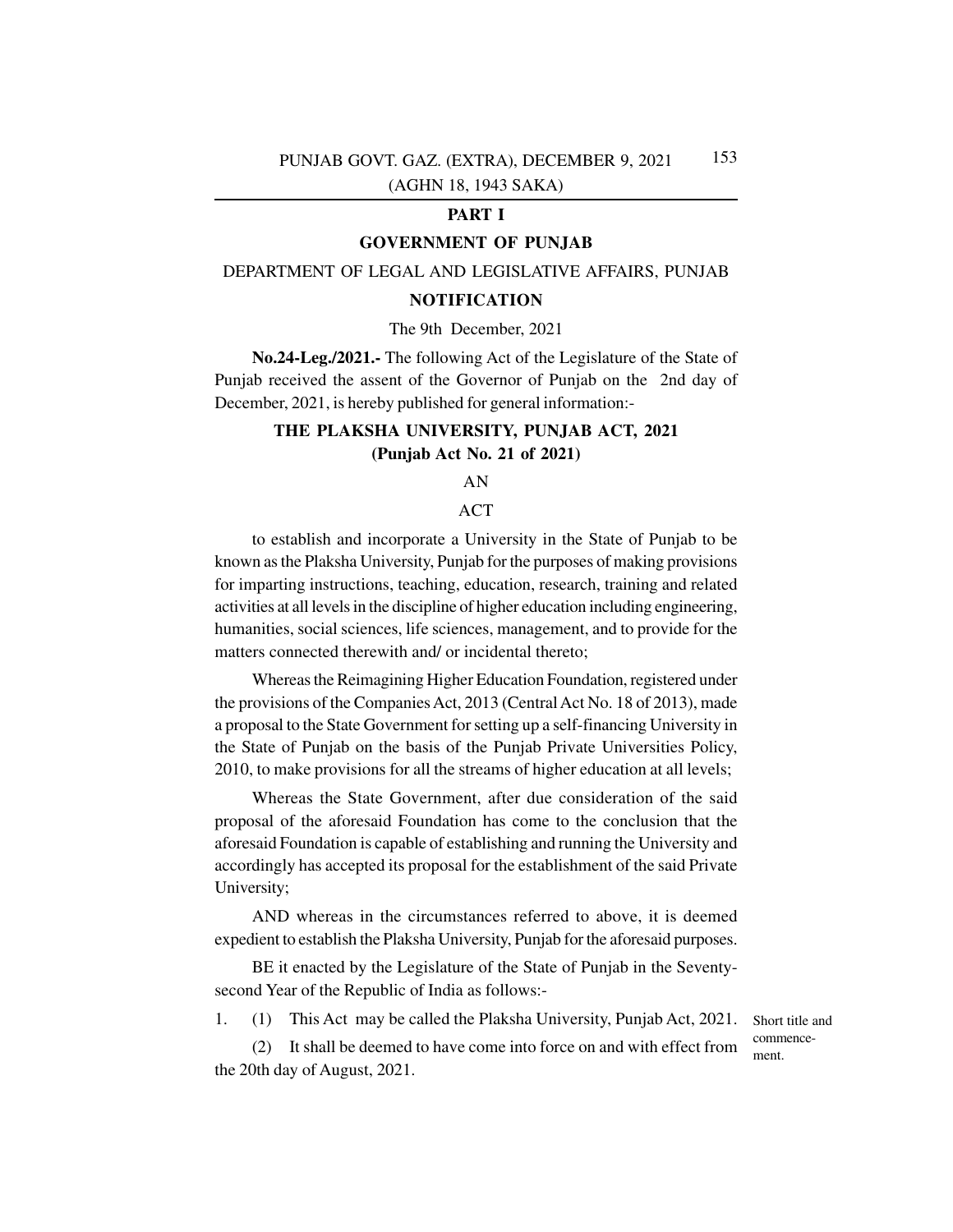## PART I

## GOVERNMENT OF PUNJAB

DEPARTMENT OF LEGAL AND LEGISLATIVE AFFAIRS, PUNJAB

### NOTIFICATION

The 9th December, 2021

**No.24-Leg./2021.-** The following Act of the Legislature of the State of Punjab received the assent of the Governor of Punjab on the 2nd day of December, 2021, is hereby published for general information:-

### THE PLAKSHA UNIVERSITY, PUNJAB ACT, 2021
### (Punjab Act No. 21 of 2021)

AN

ACT

to establish and incorporate a University in the State of Punjab to be known as the Plaksha University, Punjab for the purposes of making provisions for imparting instructions, teaching, education, research, training and related activities at all levels in the discipline of higher education including engineering, humanities, social sciences, life sciences, management, and to provide for the matters connected therewith and/ or incidental thereto;

Whereas the Reimagining Higher Education Foundation, registered under the provisions of the Companies Act, 2013 (Central Act No. 18 of 2013), made a proposal to the State Government for setting up a self-financing University in the State of Punjab on the basis of the Punjab Private Universities Policy, 2010, to make provisions for all the streams of higher education at all levels;

Whereas the State Government, after due consideration of the said proposal of the aforesaid Foundation has come to the conclusion that the aforesaid Foundation is capable of establishing and running the University and accordingly has accepted its proposal for the establishment of the said Private University;

AND whereas in the circumstances referred to above, it is deemed expedient to establish the Plaksha University, Punjab for the aforesaid purposes.

BE it enacted by the Legislature of the State of Punjab in the Seventy-second Year of the Republic of India as follows:-

Short title and commencement.

1. (1) This Act may be called the Plaksha University, Punjab Act, 2021.

(2) It shall be deemed to have come into force on and with effect from the 20th day of August, 2021.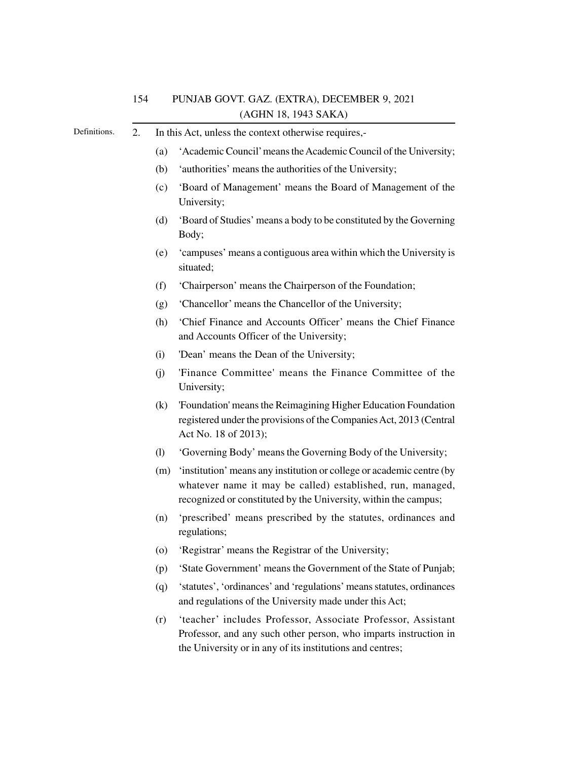Definitions.

2. In this Act, unless the context otherwise requires,-

(a) 'Academic Council' means the Academic Council of the University;

(b) 'authorities' means the authorities of the University;

(c) 'Board of Management' means the Board of Management of the University;

(d) 'Board of Studies' means a body to be constituted by the Governing Body;

(e) 'campuses' means a contiguous area within which the University is situated;

(f) 'Chairperson' means the Chairperson of the Foundation;

(g) 'Chancellor' means the Chancellor of the University;

(h) 'Chief Finance and Accounts Officer' means the Chief Finance and Accounts Officer of the University;

(i) 'Dean' means the Dean of the University;

(j) 'Finance Committee' means the Finance Committee of the University;

(k) 'Foundation' means the Reimagining Higher Education Foundation registered under the provisions of the Companies Act, 2013 (Central Act No. 18 of 2013);

(l) 'Governing Body' means the Governing Body of the University;

(m) 'institution' means any institution or college or academic centre (by whatever name it may be called) established, run, managed, recognized or constituted by the University, within the campus;

(n) 'prescribed' means prescribed by the statutes, ordinances and regulations;

(o) 'Registrar' means the Registrar of the University;

(p) 'State Government' means the Government of the State of Punjab;

(q) 'statutes', 'ordinances' and 'regulations' means statutes, ordinances and regulations of the University made under this Act;

(r) 'teacher' includes Professor, Associate Professor, Assistant Professor, and any such other person, who imparts instruction in the University or in any of its institutions and centres;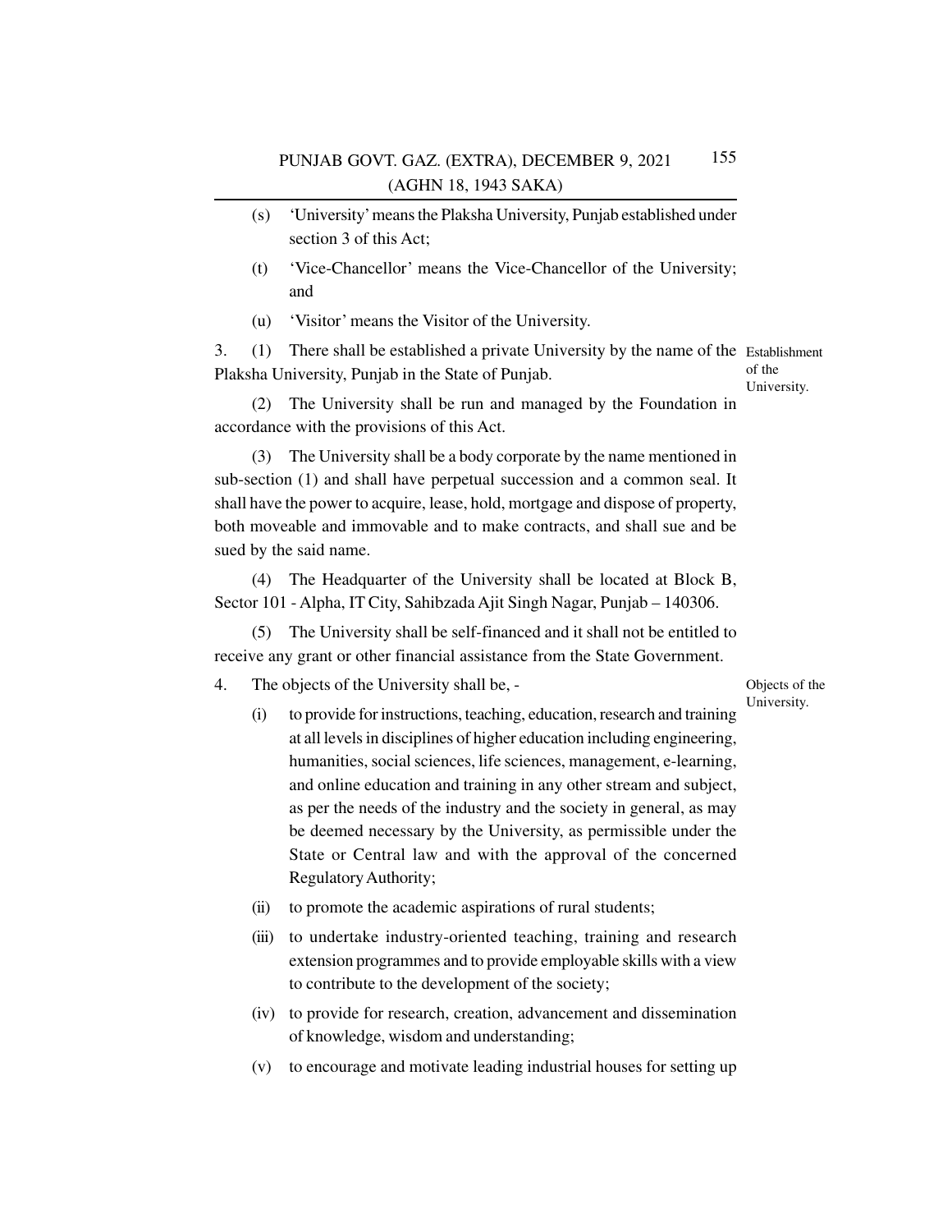(s) 'University' means the Plaksha University, Punjab established under section 3 of this Act;

(t) 'Vice-Chancellor' means the Vice-Chancellor of the University; and

(u) 'Visitor' means the Visitor of the University.

**Establishment of the University.**

3. (1) There shall be established a private University by the name of the Plaksha University, Punjab in the State of Punjab.

(2) The University shall be run and managed by the Foundation in accordance with the provisions of this Act.

(3) The University shall be a body corporate by the name mentioned in sub-section (1) and shall have perpetual succession and a common seal. It shall have the power to acquire, lease, hold, mortgage and dispose of property, both moveable and immovable and to make contracts, and shall sue and be sued by the said name.

(4) The Headquarter of the University shall be located at Block B, Sector 101 - Alpha, IT City, Sahibzada Ajit Singh Nagar, Punjab – 140306.

(5) The University shall be self-financed and it shall not be entitled to receive any grant or other financial assistance from the State Government.

**Objects of the University.**

4. The objects of the University shall be, -

(i) to provide for instructions, teaching, education, research and training at all levels in disciplines of higher education including engineering, humanities, social sciences, life sciences, management, e-learning, and online education and training in any other stream and subject, as per the needs of the industry and the society in general, as may be deemed necessary by the University, as permissible under the State or Central law and with the approval of the concerned Regulatory Authority;

(ii) to promote the academic aspirations of rural students;

(iii) to undertake industry-oriented teaching, training and research extension programmes and to provide employable skills with a view to contribute to the development of the society;

(iv) to provide for research, creation, advancement and dissemination of knowledge, wisdom and understanding;

(v) to encourage and motivate leading industrial houses for setting up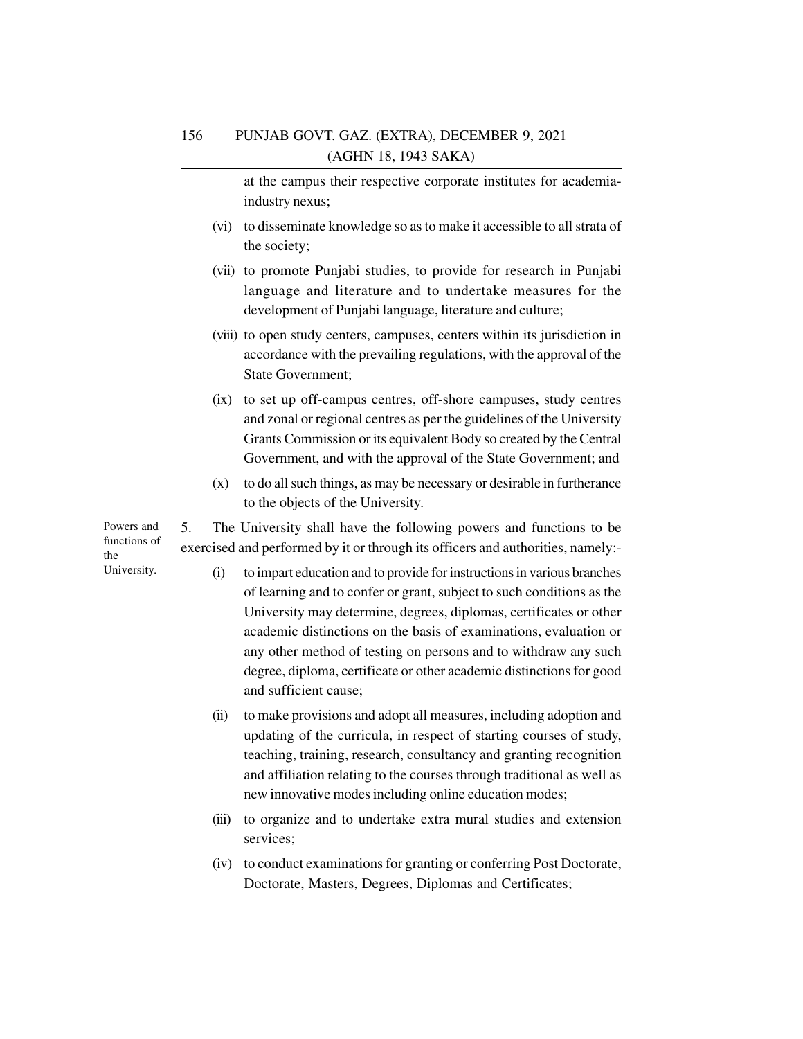at the campus their respective corporate institutes for academia-industry nexus;

(vi) to disseminate knowledge so as to make it accessible to all strata of the society;

(vii) to promote Punjabi studies, to provide for research in Punjabi language and literature and to undertake measures for the development of Punjabi language, literature and culture;

(viii) to open study centers, campuses, centers within its jurisdiction in accordance with the prevailing regulations, with the approval of the State Government;

(ix) to set up off-campus centres, off-shore campuses, study centres and zonal or regional centres as per the guidelines of the University Grants Commission or its equivalent Body so created by the Central Government, and with the approval of the State Government; and

(x) to do all such things, as may be necessary or desirable in furtherance to the objects of the University.

Powers and functions of the University.

5. The University shall have the following powers and functions to be exercised and performed by it or through its officers and authorities, namely:-

(i) to impart education and to provide for instructions in various branches of learning and to confer or grant, subject to such conditions as the University may determine, degrees, diplomas, certificates or other academic distinctions on the basis of examinations, evaluation or any other method of testing on persons and to withdraw any such degree, diploma, certificate or other academic distinctions for good and sufficient cause;

(ii) to make provisions and adopt all measures, including adoption and updating of the curricula, in respect of starting courses of study, teaching, training, research, consultancy and granting recognition and affiliation relating to the courses through traditional as well as new innovative modes including online education modes;

(iii) to organize and to undertake extra mural studies and extension services;

(iv) to conduct examinations for granting or conferring Post Doctorate, Doctorate, Masters, Degrees, Diplomas and Certificates;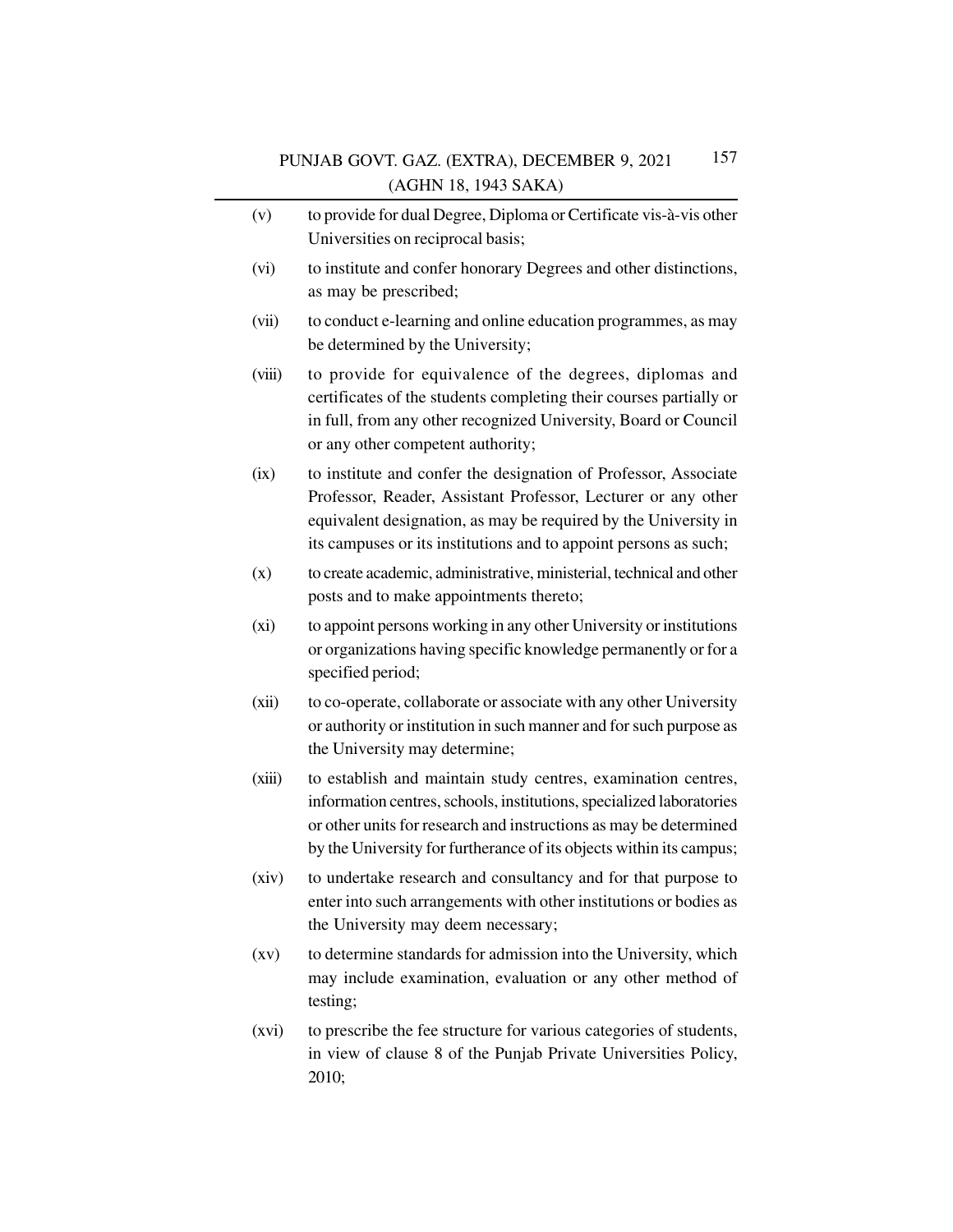(v) to provide for dual Degree, Diploma or Certificate vis-à-vis other Universities on reciprocal basis;

(vi) to institute and confer honorary Degrees and other distinctions, as may be prescribed;

(vii) to conduct e-learning and online education programmes, as may be determined by the University;

(viii) to provide for equivalence of the degrees, diplomas and certificates of the students completing their courses partially or in full, from any other recognized University, Board or Council or any other competent authority;

(ix) to institute and confer the designation of Professor, Associate Professor, Reader, Assistant Professor, Lecturer or any other equivalent designation, as may be required by the University in its campuses or its institutions and to appoint persons as such;

(x) to create academic, administrative, ministerial, technical and other posts and to make appointments thereto;

(xi) to appoint persons working in any other University or institutions or organizations having specific knowledge permanently or for a specified period;

(xii) to co-operate, collaborate or associate with any other University or authority or institution in such manner and for such purpose as the University may determine;

(xiii) to establish and maintain study centres, examination centres, information centres, schools, institutions, specialized laboratories or other units for research and instructions as may be determined by the University for furtherance of its objects within its campus;

(xiv) to undertake research and consultancy and for that purpose to enter into such arrangements with other institutions or bodies as the University may deem necessary;

(xv) to determine standards for admission into the University, which may include examination, evaluation or any other method of testing;

(xvi) to prescribe the fee structure for various categories of students, in view of clause 8 of the Punjab Private Universities Policy, 2010;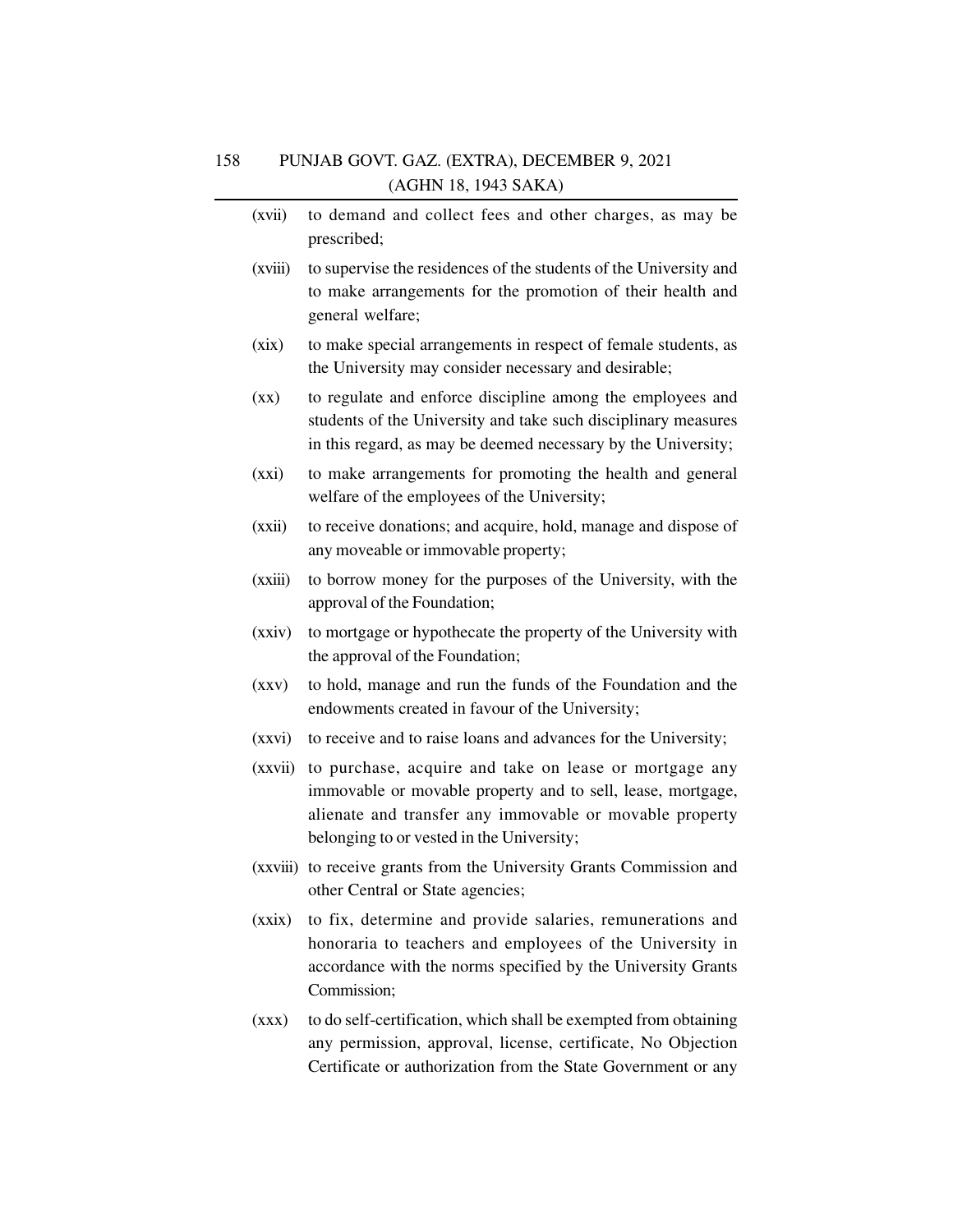(xvii) to demand and collect fees and other charges, as may be prescribed;

(xviii) to supervise the residences of the students of the University and to make arrangements for the promotion of their health and general welfare;

(xix) to make special arrangements in respect of female students, as the University may consider necessary and desirable;

(xx) to regulate and enforce discipline among the employees and students of the University and take such disciplinary measures in this regard, as may be deemed necessary by the University;

(xxi) to make arrangements for promoting the health and general welfare of the employees of the University;

(xxii) to receive donations; and acquire, hold, manage and dispose of any moveable or immovable property;

(xxiii) to borrow money for the purposes of the University, with the approval of the Foundation;

(xxiv) to mortgage or hypothecate the property of the University with the approval of the Foundation;

(xxv) to hold, manage and run the funds of the Foundation and the endowments created in favour of the University;

(xxvi) to receive and to raise loans and advances for the University;

(xxvii) to purchase, acquire and take on lease or mortgage any immovable or movable property and to sell, lease, mortgage, alienate and transfer any immovable or movable property belonging to or vested in the University;

(xxviii) to receive grants from the University Grants Commission and other Central or State agencies;

(xxix) to fix, determine and provide salaries, remunerations and honoraria to teachers and employees of the University in accordance with the norms specified by the University Grants Commission;

(xxx) to do self-certification, which shall be exempted from obtaining any permission, approval, license, certificate, No Objection Certificate or authorization from the State Government or any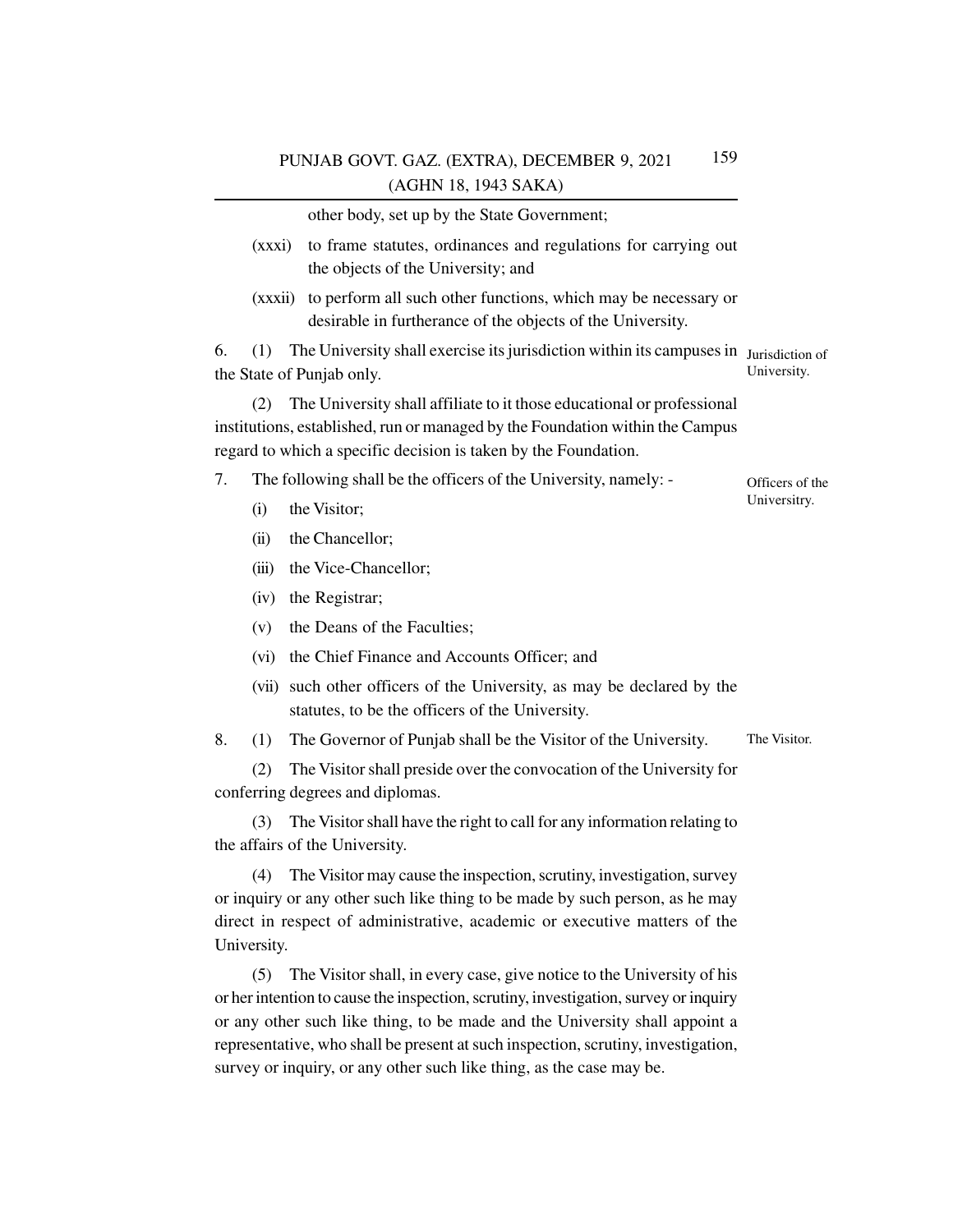other body, set up by the State Government;

(xxxi) to frame statutes, ordinances and regulations for carrying out the objects of the University; and

(xxxii) to perform all such other functions, which may be necessary or desirable in furtherance of the objects of the University.

Jurisdiction of University.

6. (1) The University shall exercise its jurisdiction within its campuses in the State of Punjab only.

(2) The University shall affiliate to it those educational or professional institutions, established, run or managed by the Foundation within the Campus regard to which a specific decision is taken by the Foundation.

Officers of the Universitry.

7. The following shall be the officers of the University, namely: -

(i) the Visitor;

(ii) the Chancellor;

(iii) the Vice-Chancellor;

(iv) the Registrar;

(v) the Deans of the Faculties;

(vi) the Chief Finance and Accounts Officer; and

(vii) such other officers of the University, as may be declared by the statutes, to be the officers of the University.

The Visitor.

8. (1) The Governor of Punjab shall be the Visitor of the University.

(2) The Visitor shall preside over the convocation of the University for conferring degrees and diplomas.

(3) The Visitor shall have the right to call for any information relating to the affairs of the University.

(4) The Visitor may cause the inspection, scrutiny, investigation, survey or inquiry or any other such like thing to be made by such person, as he may direct in respect of administrative, academic or executive matters of the University.

(5) The Visitor shall, in every case, give notice to the University of his or her intention to cause the inspection, scrutiny, investigation, survey or inquiry or any other such like thing, to be made and the University shall appoint a representative, who shall be present at such inspection, scrutiny, investigation, survey or inquiry, or any other such like thing, as the case may be.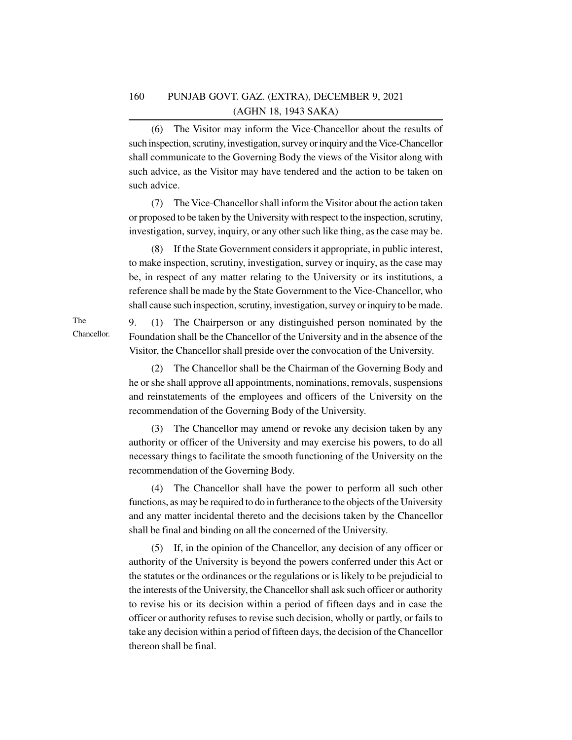(6) The Visitor may inform the Vice-Chancellor about the results of such inspection, scrutiny, investigation, survey or inquiry and the Vice-Chancellor shall communicate to the Governing Body the views of the Visitor along with such advice, as the Visitor may have tendered and the action to be taken on such advice.

(7) The Vice-Chancellor shall inform the Visitor about the action taken or proposed to be taken by the University with respect to the inspection, scrutiny, investigation, survey, inquiry, or any other such like thing, as the case may be.

(8) If the State Government considers it appropriate, in public interest, to make inspection, scrutiny, investigation, survey or inquiry, as the case may be, in respect of any matter relating to the University or its institutions, a reference shall be made by the State Government to the Vice-Chancellor, who shall cause such inspection, scrutiny, investigation, survey or inquiry to be made.

The Chancellor.

9. (1) The Chairperson or any distinguished person nominated by the Foundation shall be the Chancellor of the University and in the absence of the Visitor, the Chancellor shall preside over the convocation of the University.

(2) The Chancellor shall be the Chairman of the Governing Body and he or she shall approve all appointments, nominations, removals, suspensions and reinstatements of the employees and officers of the University on the recommendation of the Governing Body of the University.

(3) The Chancellor may amend or revoke any decision taken by any authority or officer of the University and may exercise his powers, to do all necessary things to facilitate the smooth functioning of the University on the recommendation of the Governing Body.

(4) The Chancellor shall have the power to perform all such other functions, as may be required to do in furtherance to the objects of the University and any matter incidental thereto and the decisions taken by the Chancellor shall be final and binding on all the concerned of the University.

(5) If, in the opinion of the Chancellor, any decision of any officer or authority of the University is beyond the powers conferred under this Act or the statutes or the ordinances or the regulations or is likely to be prejudicial to the interests of the University, the Chancellor shall ask such officer or authority to revise his or its decision within a period of fifteen days and in case the officer or authority refuses to revise such decision, wholly or partly, or fails to take any decision within a period of fifteen days, the decision of the Chancellor thereon shall be final.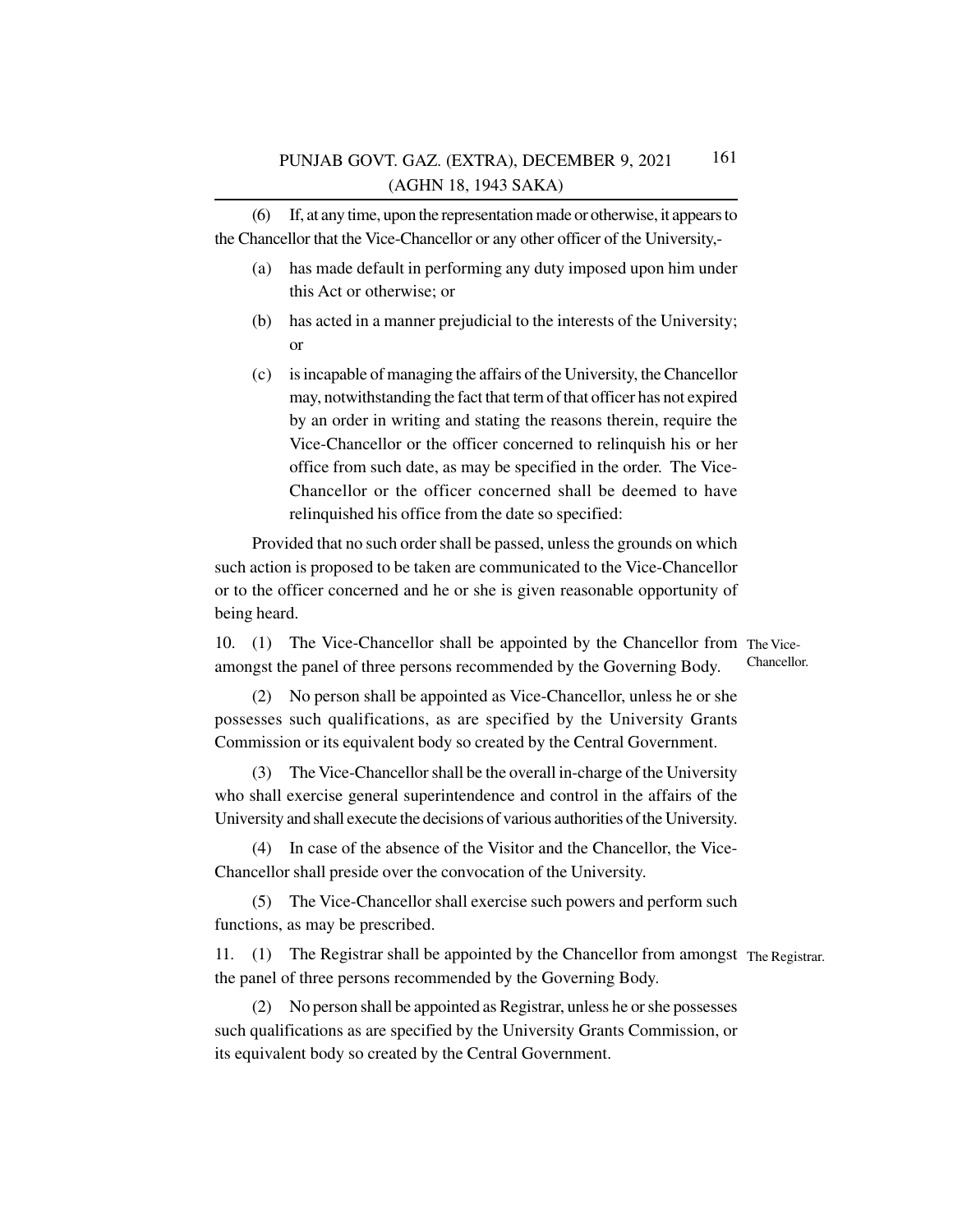(6) If, at any time, upon the representation made or otherwise, it appears to the Chancellor that the Vice-Chancellor or any other officer of the University,-

(a) has made default in performing any duty imposed upon him under this Act or otherwise; or

(b) has acted in a manner prejudicial to the interests of the University; or

(c) is incapable of managing the affairs of the University, the Chancellor may, notwithstanding the fact that term of that officer has not expired by an order in writing and stating the reasons therein, require the Vice-Chancellor or the officer concerned to relinquish his or her office from such date, as may be specified in the order. The Vice-Chancellor or the officer concerned shall be deemed to have relinquished his office from the date so specified:

Provided that no such order shall be passed, unless the grounds on which such action is proposed to be taken are communicated to the Vice-Chancellor or to the officer concerned and he or she is given reasonable opportunity of being heard.

**The Vice-Chancellor.**

10. (1) The Vice-Chancellor shall be appointed by the Chancellor from amongst the panel of three persons recommended by the Governing Body.

(2) No person shall be appointed as Vice-Chancellor, unless he or she possesses such qualifications, as are specified by the University Grants Commission or its equivalent body so created by the Central Government.

(3) The Vice-Chancellor shall be the overall in-charge of the University who shall exercise general superintendence and control in the affairs of the University and shall execute the decisions of various authorities of the University.

(4) In case of the absence of the Visitor and the Chancellor, the Vice-Chancellor shall preside over the convocation of the University.

(5) The Vice-Chancellor shall exercise such powers and perform such functions, as may be prescribed.

**The Registrar.**

11. (1) The Registrar shall be appointed by the Chancellor from amongst the panel of three persons recommended by the Governing Body.

(2) No person shall be appointed as Registrar, unless he or she possesses such qualifications as are specified by the University Grants Commission, or its equivalent body so created by the Central Government.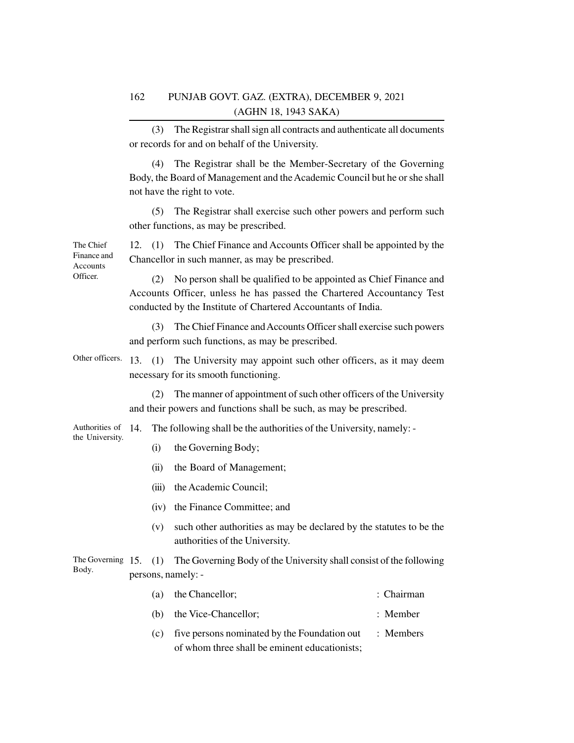(3) The Registrar shall sign all contracts and authenticate all documents or records for and on behalf of the University.

(4) The Registrar shall be the Member-Secretary of the Governing Body, the Board of Management and the Academic Council but he or she shall not have the right to vote.

(5) The Registrar shall exercise such other powers and perform such other functions, as may be prescribed.

*The Chief Finance and Accounts Officer.*

12. (1) The Chief Finance and Accounts Officer shall be appointed by the Chancellor in such manner, as may be prescribed.

(2) No person shall be qualified to be appointed as Chief Finance and Accounts Officer, unless he has passed the Chartered Accountancy Test conducted by the Institute of Chartered Accountants of India.

(3) The Chief Finance and Accounts Officer shall exercise such powers and perform such functions, as may be prescribed.

*Other officers.*

13. (1) The University may appoint such other officers, as it may deem necessary for its smooth functioning.

(2) The manner of appointment of such other officers of the University and their powers and functions shall be such, as may be prescribed.

*Authorities of the University.*

14. The following shall be the authorities of the University, namely: -

(i) the Governing Body;

(ii) the Board of Management;

(iii) the Academic Council;

(iv) the Finance Committee; and

(v) such other authorities as may be declared by the statutes to be the authorities of the University.

*The Governing Body.*

15. (1) The Governing Body of the University shall consist of the following persons, namely: -

| | | |
|---|---|---|
| (a) | the Chancellor; | : Chairman |
| (b) | the Vice-Chancellor; | : Member |
| (c) | five persons nominated by the Foundation out of whom three shall be eminent educationists; | : Members |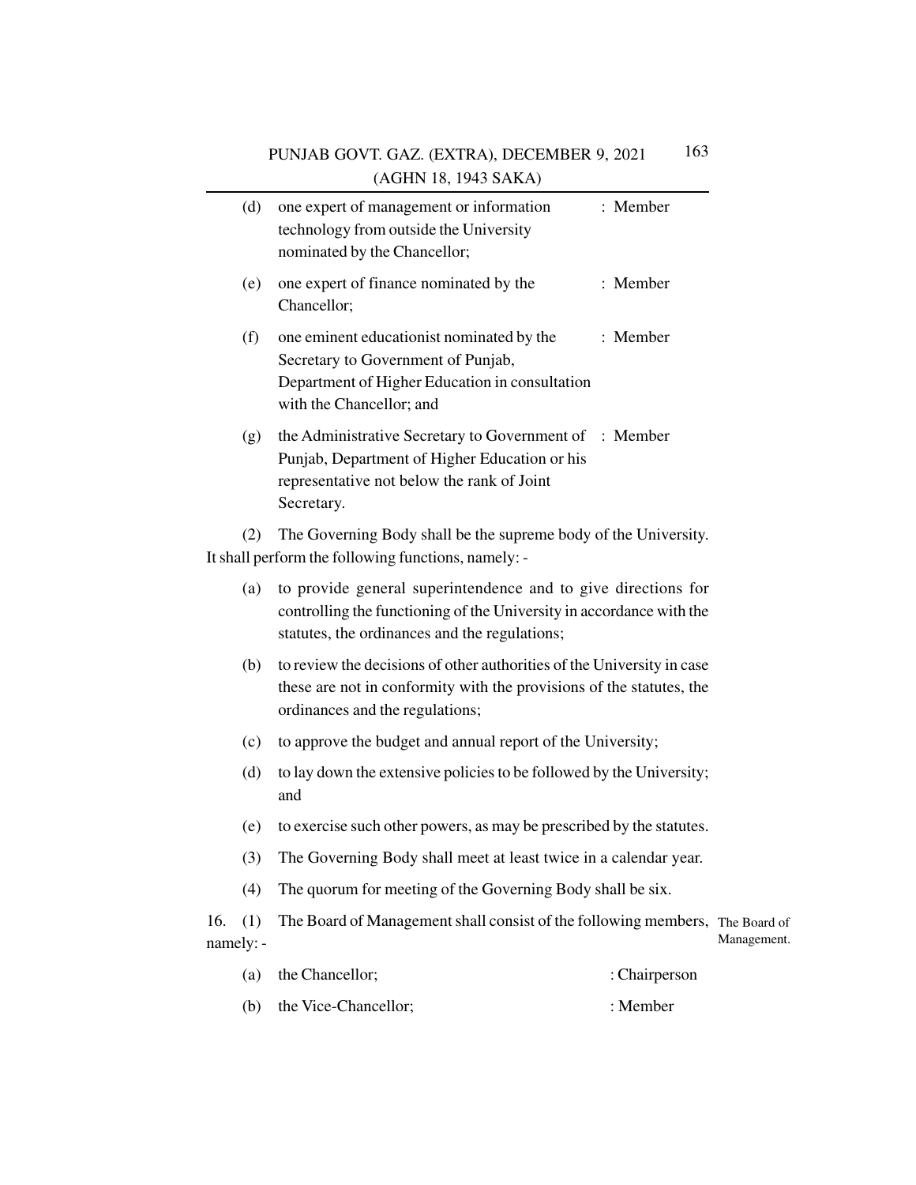(d) one expert of management or information technology from outside the University nominated by the Chancellor; : Member

(e) one expert of finance nominated by the Chancellor; : Member

(f) one eminent educationist nominated by the Secretary to Government of Punjab, Department of Higher Education in consultation with the Chancellor; and : Member

(g) the Administrative Secretary to Government of Punjab, Department of Higher Education or his representative not below the rank of Joint Secretary. : Member

(2) The Governing Body shall be the supreme body of the University. It shall perform the following functions, namely: -

(a) to provide general superintendence and to give directions for controlling the functioning of the University in accordance with the statutes, the ordinances and the regulations;

(b) to review the decisions of other authorities of the University in case these are not in conformity with the provisions of the statutes, the ordinances and the regulations;

(c) to approve the budget and annual report of the University;

(d) to lay down the extensive policies to be followed by the University; and

(e) to exercise such other powers, as may be prescribed by the statutes.

(3) The Governing Body shall meet at least twice in a calendar year.

(4) The quorum for meeting of the Governing Body shall be six.

The Board of Management.

16. (1) The Board of Management shall consist of the following members, namely: -

(a) the Chancellor; : Chairperson

(b) the Vice-Chancellor; : Member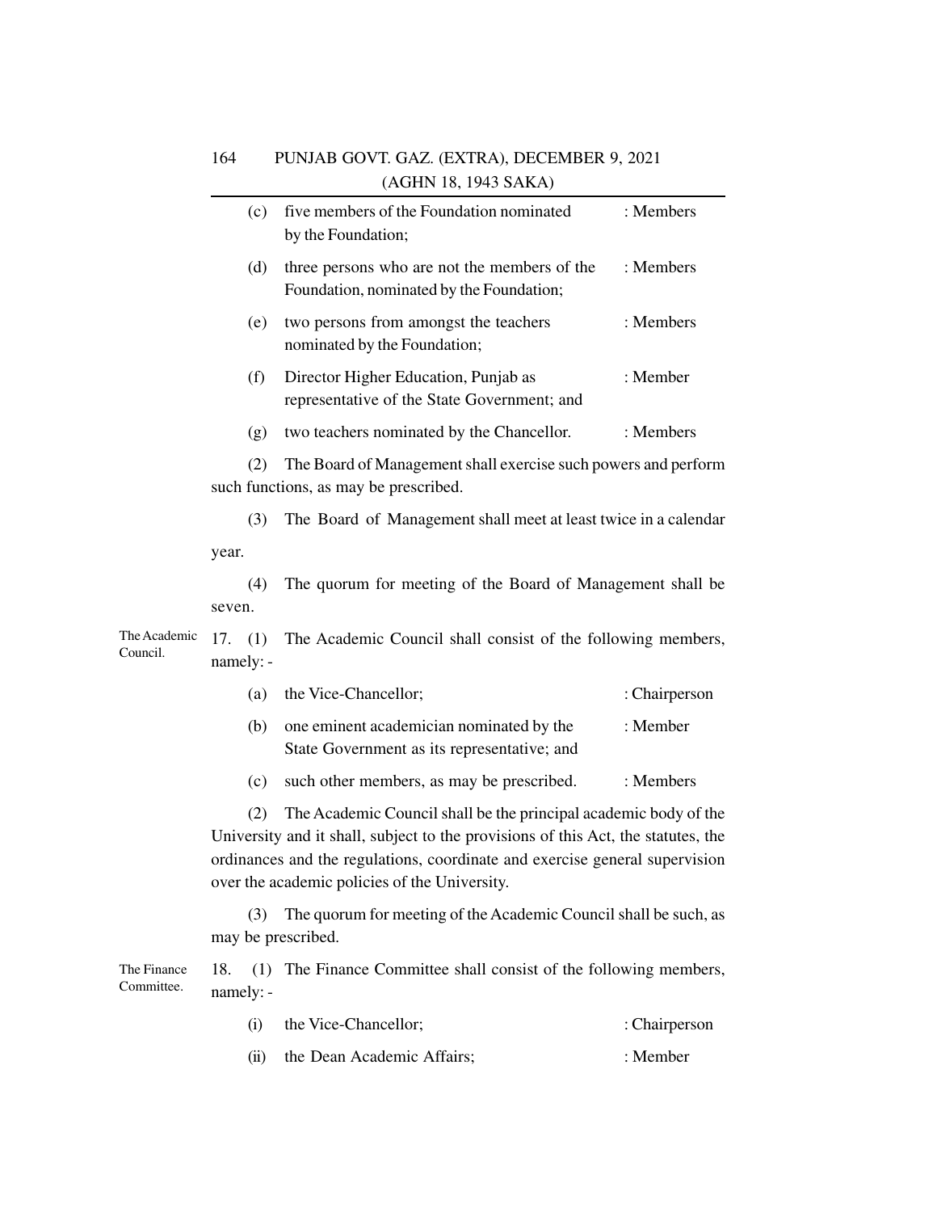| | | |
|---|---|---|
| (c) | five members of the Foundation nominated by the Foundation; | : Members |
| (d) | three persons who are not the members of the Foundation, nominated by the Foundation; | : Members |
| (e) | two persons from amongst the teachers nominated by the Foundation; | : Members |
| (f) | Director Higher Education, Punjab as representative of the State Government; and | : Member |
| (g) | two teachers nominated by the Chancellor. | : Members |

(2) The Board of Management shall exercise such powers and perform such functions, as may be prescribed.

(3) The Board of Management shall meet at least twice in a calendar year.

(4) The quorum for meeting of the Board of Management shall be seven.

**The Academic Council.**

17. (1) The Academic Council shall consist of the following members, namely: -

| | | |
|---|---|---|
| (a) | the Vice-Chancellor; | : Chairperson |
| (b) | one eminent academician nominated by the State Government as its representative; and | : Member |
| (c) | such other members, as may be prescribed. | : Members |

(2) The Academic Council shall be the principal academic body of the University and it shall, subject to the provisions of this Act, the statutes, the ordinances and the regulations, coordinate and exercise general supervision over the academic policies of the University.

(3) The quorum for meeting of the Academic Council shall be such, as may be prescribed.

**The Finance Committee.**

18. (1) The Finance Committee shall consist of the following members, namely: -

| | | |
|---|---|---|
| (i) | the Vice-Chancellor; | : Chairperson |
| (ii) | the Dean Academic Affairs; | : Member |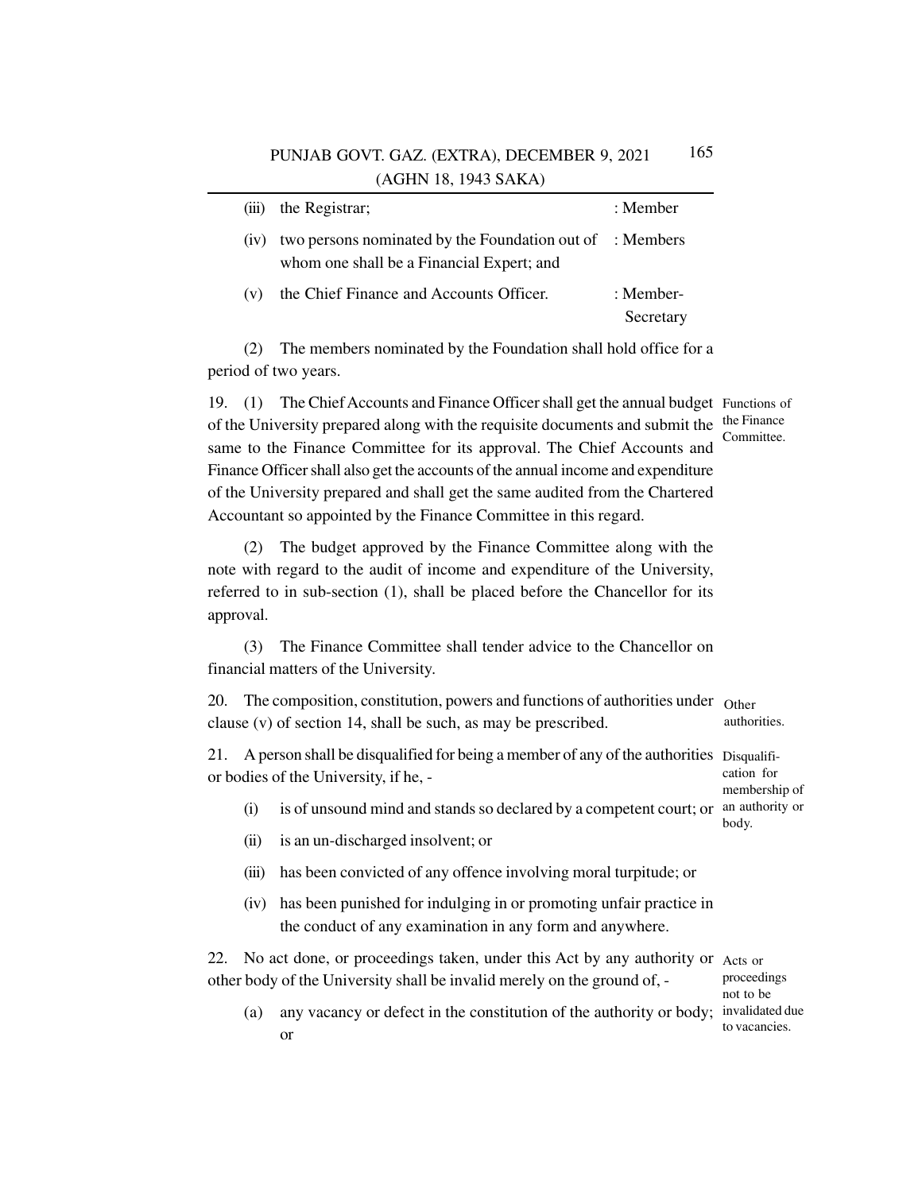| | | |
|---|---|---|
| (iii) | the Registrar; | : Member |
| (iv) | two persons nominated by the Foundation out of whom one shall be a Financial Expert; and | : Members |
| (v) | the Chief Finance and Accounts Officer. | : Member-Secretary |

(2) The members nominated by the Foundation shall hold office for a period of two years.

**Functions of the Finance Committee.**

19. (1) The Chief Accounts and Finance Officer shall get the annual budget of the University prepared along with the requisite documents and submit the same to the Finance Committee for its approval. The Chief Accounts and Finance Officer shall also get the accounts of the annual income and expenditure of the University prepared and shall get the same audited from the Chartered Accountant so appointed by the Finance Committee in this regard.

(2) The budget approved by the Finance Committee along with the note with regard to the audit of income and expenditure of the University, referred to in sub-section (1), shall be placed before the Chancellor for its approval.

(3) The Finance Committee shall tender advice to the Chancellor on financial matters of the University.

**Other authorities.**

20. The composition, constitution, powers and functions of authorities under clause (v) of section 14, shall be such, as may be prescribed.

**Disqualification for membership of an authority or body.**

21. A person shall be disqualified for being a member of any of the authorities or bodies of the University, if he, -

(i) is of unsound mind and stands so declared by a competent court; or

(ii) is an un-discharged insolvent; or

(iii) has been convicted of any offence involving moral turpitude; or

(iv) has been punished for indulging in or promoting unfair practice in the conduct of any examination in any form and anywhere.

**Acts or proceedings not to be invalidated due to vacancies.**

22. No act done, or proceedings taken, under this Act by any authority or other body of the University shall be invalid merely on the ground of, -

(a) any vacancy or defect in the constitution of the authority or body; or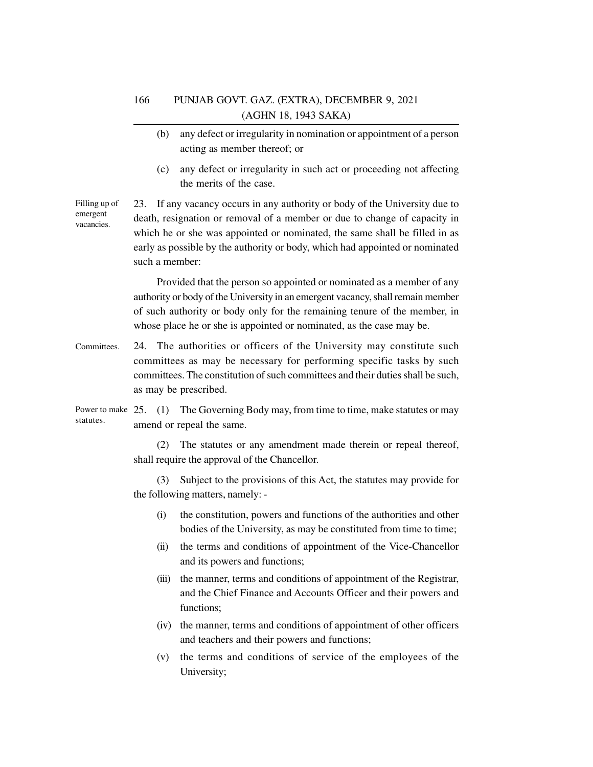(b) any defect or irregularity in nomination or appointment of a person acting as member thereof; or

(c) any defect or irregularity in such act or proceeding not affecting the merits of the case.

**Filling up of emergent vacancies.**

23. If any vacancy occurs in any authority or body of the University due to death, resignation or removal of a member or due to change of capacity in which he or she was appointed or nominated, the same shall be filled in as early as possible by the authority or body, which had appointed or nominated such a member:

Provided that the person so appointed or nominated as a member of any authority or body of the University in an emergent vacancy, shall remain member of such authority or body only for the remaining tenure of the member, in whose place he or she is appointed or nominated, as the case may be.

**Committees.**

24. The authorities or officers of the University may constitute such committees as may be necessary for performing specific tasks by such committees. The constitution of such committees and their duties shall be such, as may be prescribed.

**Power to make statutes.**

25. (1) The Governing Body may, from time to time, make statutes or may amend or repeal the same.

(2) The statutes or any amendment made therein or repeal thereof, shall require the approval of the Chancellor.

(3) Subject to the provisions of this Act, the statutes may provide for the following matters, namely: -

(i) the constitution, powers and functions of the authorities and other bodies of the University, as may be constituted from time to time;

(ii) the terms and conditions of appointment of the Vice-Chancellor and its powers and functions;

(iii) the manner, terms and conditions of appointment of the Registrar, and the Chief Finance and Accounts Officer and their powers and functions;

(iv) the manner, terms and conditions of appointment of other officers and teachers and their powers and functions;

(v) the terms and conditions of service of the employees of the University;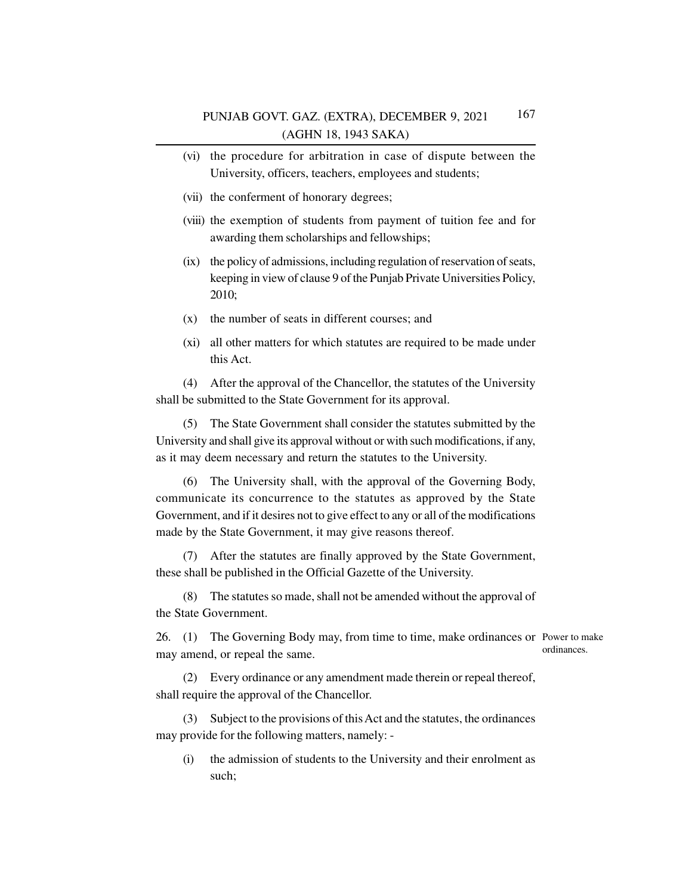(vi) the procedure for arbitration in case of dispute between the University, officers, teachers, employees and students;

(vii) the conferment of honorary degrees;

(viii) the exemption of students from payment of tuition fee and for awarding them scholarships and fellowships;

(ix) the policy of admissions, including regulation of reservation of seats, keeping in view of clause 9 of the Punjab Private Universities Policy, 2010;

(x) the number of seats in different courses; and

(xi) all other matters for which statutes are required to be made under this Act.

(4) After the approval of the Chancellor, the statutes of the University shall be submitted to the State Government for its approval.

(5) The State Government shall consider the statutes submitted by the University and shall give its approval without or with such modifications, if any, as it may deem necessary and return the statutes to the University.

(6) The University shall, with the approval of the Governing Body, communicate its concurrence to the statutes as approved by the State Government, and if it desires not to give effect to any or all of the modifications made by the State Government, it may give reasons thereof.

(7) After the statutes are finally approved by the State Government, these shall be published in the Official Gazette of the University.

(8) The statutes so made, shall not be amended without the approval of the State Government.

Power to make ordinances.

26. (1) The Governing Body may, from time to time, make ordinances or may amend, or repeal the same.

(2) Every ordinance or any amendment made therein or repeal thereof, shall require the approval of the Chancellor.

(3) Subject to the provisions of this Act and the statutes, the ordinances may provide for the following matters, namely: -

(i) the admission of students to the University and their enrolment as such;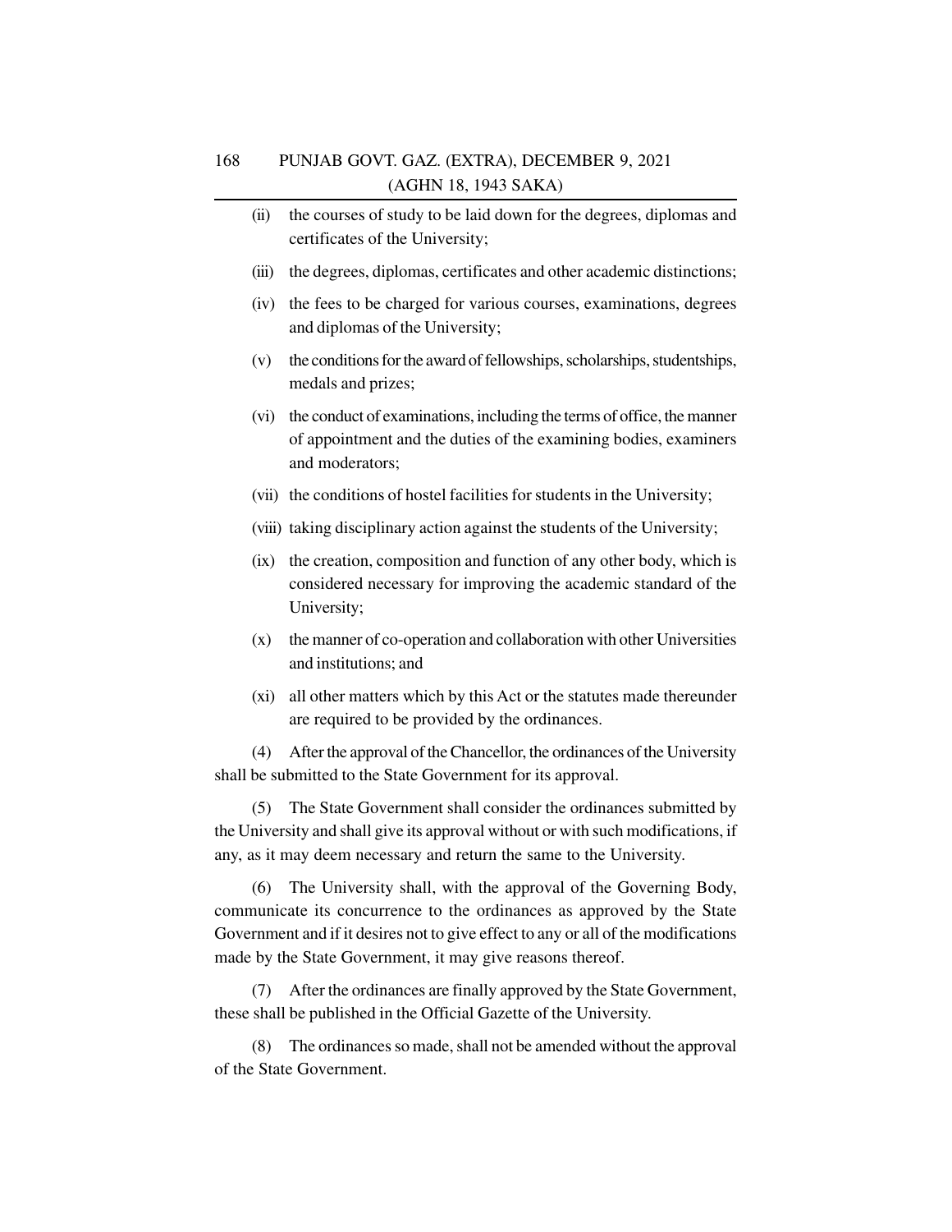(ii) the courses of study to be laid down for the degrees, diplomas and certificates of the University;

(iii) the degrees, diplomas, certificates and other academic distinctions;

(iv) the fees to be charged for various courses, examinations, degrees and diplomas of the University;

(v) the conditions for the award of fellowships, scholarships, studentships, medals and prizes;

(vi) the conduct of examinations, including the terms of office, the manner of appointment and the duties of the examining bodies, examiners and moderators;

(vii) the conditions of hostel facilities for students in the University;

(viii) taking disciplinary action against the students of the University;

(ix) the creation, composition and function of any other body, which is considered necessary for improving the academic standard of the University;

(x) the manner of co-operation and collaboration with other Universities and institutions; and

(xi) all other matters which by this Act or the statutes made thereunder are required to be provided by the ordinances.

(4) After the approval of the Chancellor, the ordinances of the University shall be submitted to the State Government for its approval.

(5) The State Government shall consider the ordinances submitted by the University and shall give its approval without or with such modifications, if any, as it may deem necessary and return the same to the University.

(6) The University shall, with the approval of the Governing Body, communicate its concurrence to the ordinances as approved by the State Government and if it desires not to give effect to any or all of the modifications made by the State Government, it may give reasons thereof.

(7) After the ordinances are finally approved by the State Government, these shall be published in the Official Gazette of the University.

(8) The ordinances so made, shall not be amended without the approval of the State Government.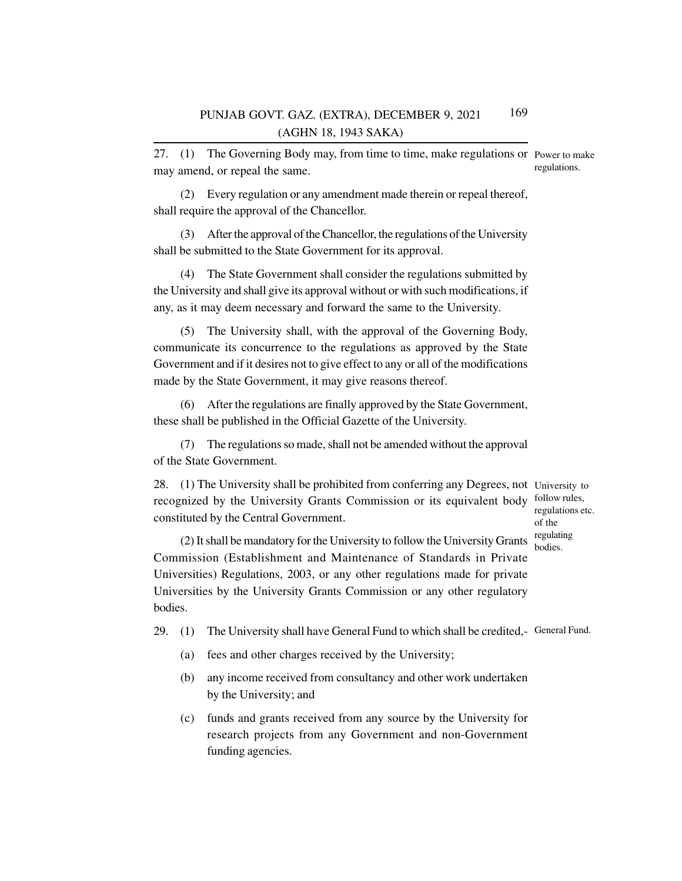27. (1) The Governing Body may, from time to time, make regulations or may amend, or repeal the same. *Power to make regulations.*

(2) Every regulation or any amendment made therein or repeal thereof, shall require the approval of the Chancellor.

(3) After the approval of the Chancellor, the regulations of the University shall be submitted to the State Government for its approval.

(4) The State Government shall consider the regulations submitted by the University and shall give its approval without or with such modifications, if any, as it may deem necessary and forward the same to the University.

(5) The University shall, with the approval of the Governing Body, communicate its concurrence to the regulations as approved by the State Government and if it desires not to give effect to any or all of the modifications made by the State Government, it may give reasons thereof.

(6) After the regulations are finally approved by the State Government, these shall be published in the Official Gazette of the University.

(7) The regulations so made, shall not be amended without the approval of the State Government.

28. (1) The University shall be prohibited from conferring any Degrees, not recognized by the University Grants Commission or its equivalent body constituted by the Central Government. *University to follow rules, regulations etc. of the regulating bodies.*

(2) It shall be mandatory for the University to follow the University Grants Commission (Establishment and Maintenance of Standards in Private Universities) Regulations, 2003, or any other regulations made for private Universities by the University Grants Commission or any other regulatory bodies.

29. (1) The University shall have General Fund to which shall be credited,- *General Fund.*

(a) fees and other charges received by the University;

(b) any income received from consultancy and other work undertaken by the University; and

(c) funds and grants received from any source by the University for research projects from any Government and non-Government funding agencies.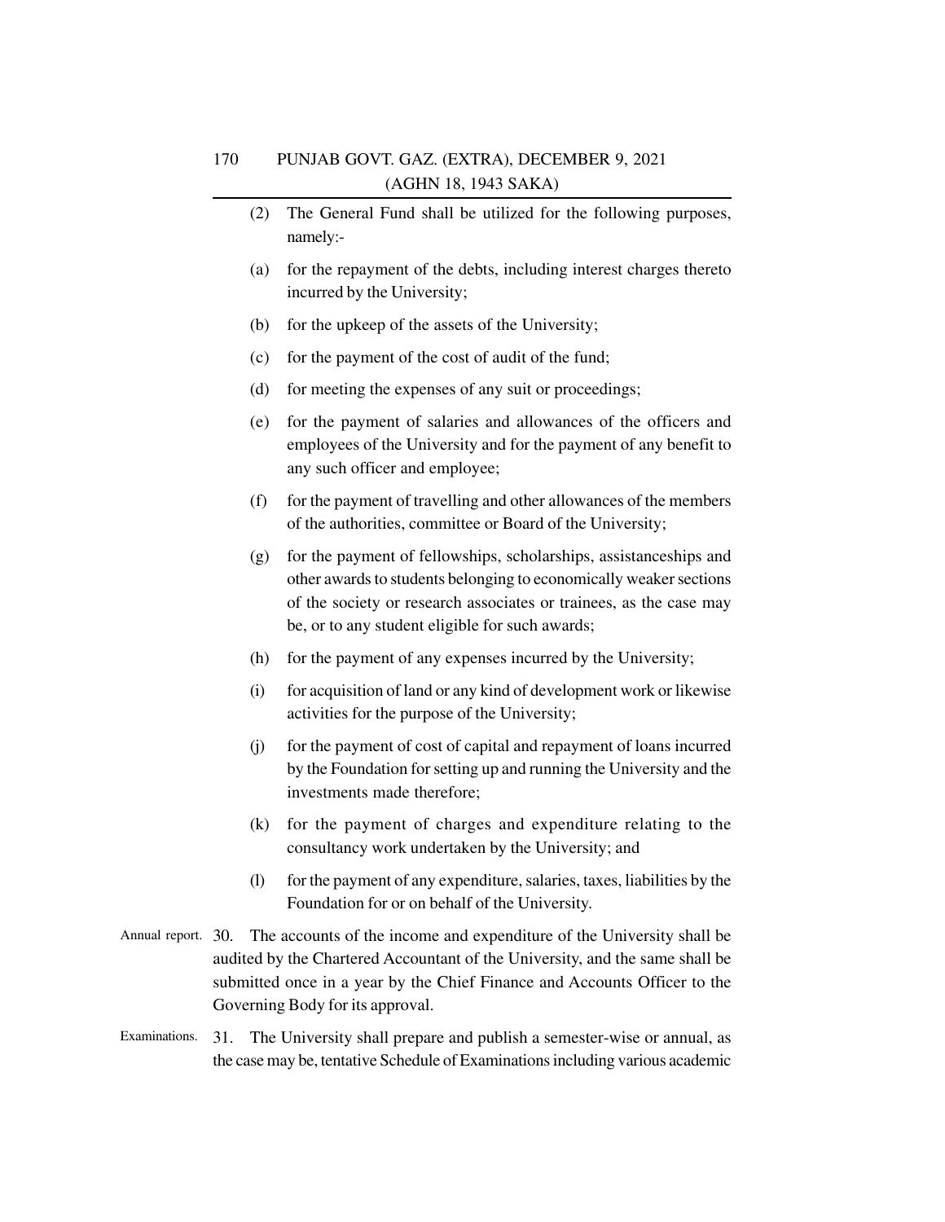(2) The General Fund shall be utilized for the following purposes, namely:-

(a) for the repayment of the debts, including interest charges thereto incurred by the University;

(b) for the upkeep of the assets of the University;

(c) for the payment of the cost of audit of the fund;

(d) for meeting the expenses of any suit or proceedings;

(e) for the payment of salaries and allowances of the officers and employees of the University and for the payment of any benefit to any such officer and employee;

(f) for the payment of travelling and other allowances of the members of the authorities, committee or Board of the University;

(g) for the payment of fellowships, scholarships, assistanceships and other awards to students belonging to economically weaker sections of the society or research associates or trainees, as the case may be, or to any student eligible for such awards;

(h) for the payment of any expenses incurred by the University;

(i) for acquisition of land or any kind of development work or likewise activities for the purpose of the University;

(j) for the payment of cost of capital and repayment of loans incurred by the Foundation for setting up and running the University and the investments made therefore;

(k) for the payment of charges and expenditure relating to the consultancy work undertaken by the University; and

(l) for the payment of any expenditure, salaries, taxes, liabilities by the Foundation for or on behalf of the University.

Annual report. 30. The accounts of the income and expenditure of the University shall be audited by the Chartered Accountant of the University, and the same shall be submitted once in a year by the Chief Finance and Accounts Officer to the Governing Body for its approval.

Examinations. 31. The University shall prepare and publish a semester-wise or annual, as the case may be, tentative Schedule of Examinations including various academic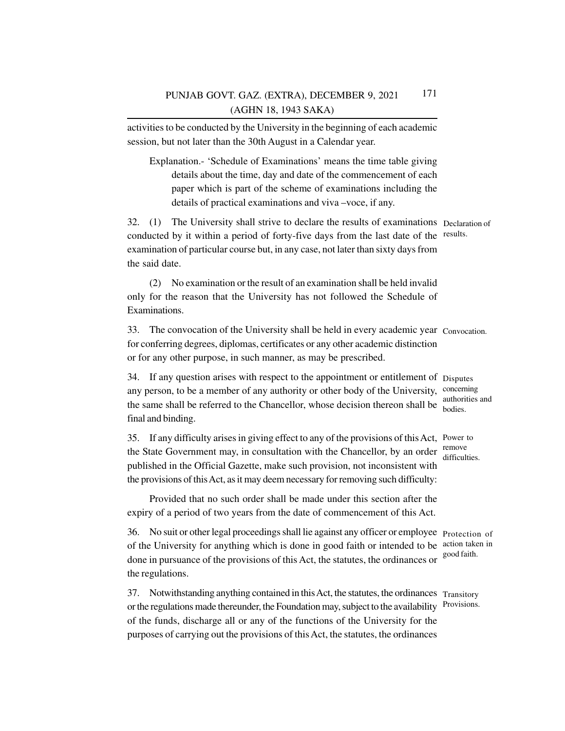activities to be conducted by the University in the beginning of each academic session, but not later than the 30th August in a Calendar year.

Explanation.- 'Schedule of Examinations' means the time table giving details about the time, day and date of the commencement of each paper which is part of the scheme of examinations including the details of practical examinations and viva –voce, if any.

**Declaration of results.**

32. (1) The University shall strive to declare the results of examinations conducted by it within a period of forty-five days from the last date of the examination of particular course but, in any case, not later than sixty days from the said date.

(2) No examination or the result of an examination shall be held invalid only for the reason that the University has not followed the Schedule of Examinations.

**Convocation.**

33. The convocation of the University shall be held in every academic year for conferring degrees, diplomas, certificates or any other academic distinction or for any other purpose, in such manner, as may be prescribed.

**Disputes concerning authorities and bodies.**

34. If any question arises with respect to the appointment or entitlement of any person, to be a member of any authority or other body of the University, the same shall be referred to the Chancellor, whose decision thereon shall be final and binding.

**Power to remove difficulties.**

35. If any difficulty arises in giving effect to any of the provisions of this Act, the State Government may, in consultation with the Chancellor, by an order published in the Official Gazette, make such provision, not inconsistent with the provisions of this Act, as it may deem necessary for removing such difficulty:

Provided that no such order shall be made under this section after the expiry of a period of two years from the date of commencement of this Act.

**Protection of action taken in good faith.**

36. No suit or other legal proceedings shall lie against any officer or employee of the University for anything which is done in good faith or intended to be done in pursuance of the provisions of this Act, the statutes, the ordinances or the regulations.

**Transitory Provisions.**

37. Notwithstanding anything contained in this Act, the statutes, the ordinances or the regulations made thereunder, the Foundation may, subject to the availability of the funds, discharge all or any of the functions of the University for the purposes of carrying out the provisions of this Act, the statutes, the ordinances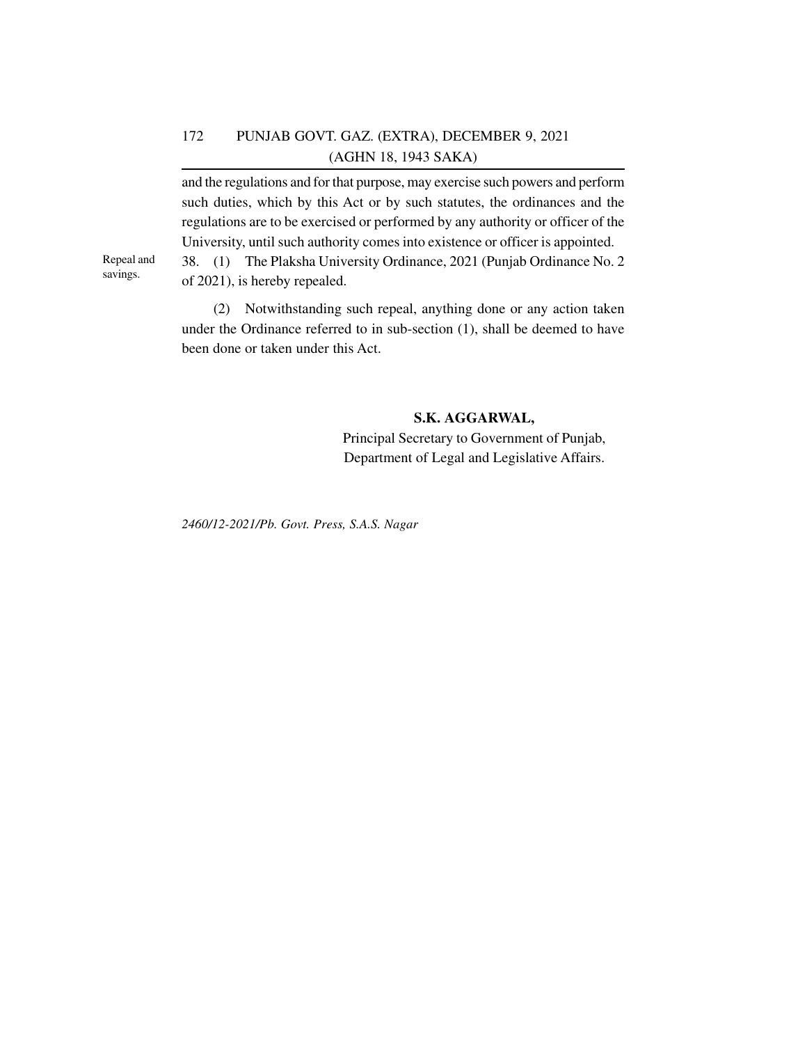and the regulations and for that purpose, may exercise such powers and perform such duties, which by this Act or by such statutes, the ordinances and the regulations are to be exercised or performed by any authority or officer of the University, until such authority comes into existence or officer is appointed.

Repeal and savings.

38. (1) The Plaksha University Ordinance, 2021 (Punjab Ordinance No. 2 of 2021), is hereby repealed.

(2) Notwithstanding such repeal, anything done or any action taken under the Ordinance referred to in sub-section (1), shall be deemed to have been done or taken under this Act.

**S.K. AGGARWAL,**
Principal Secretary to Government of Punjab,
Department of Legal and Legislative Affairs.

*2460/12-2021/Pb. Govt. Press, S.A.S. Nagar*